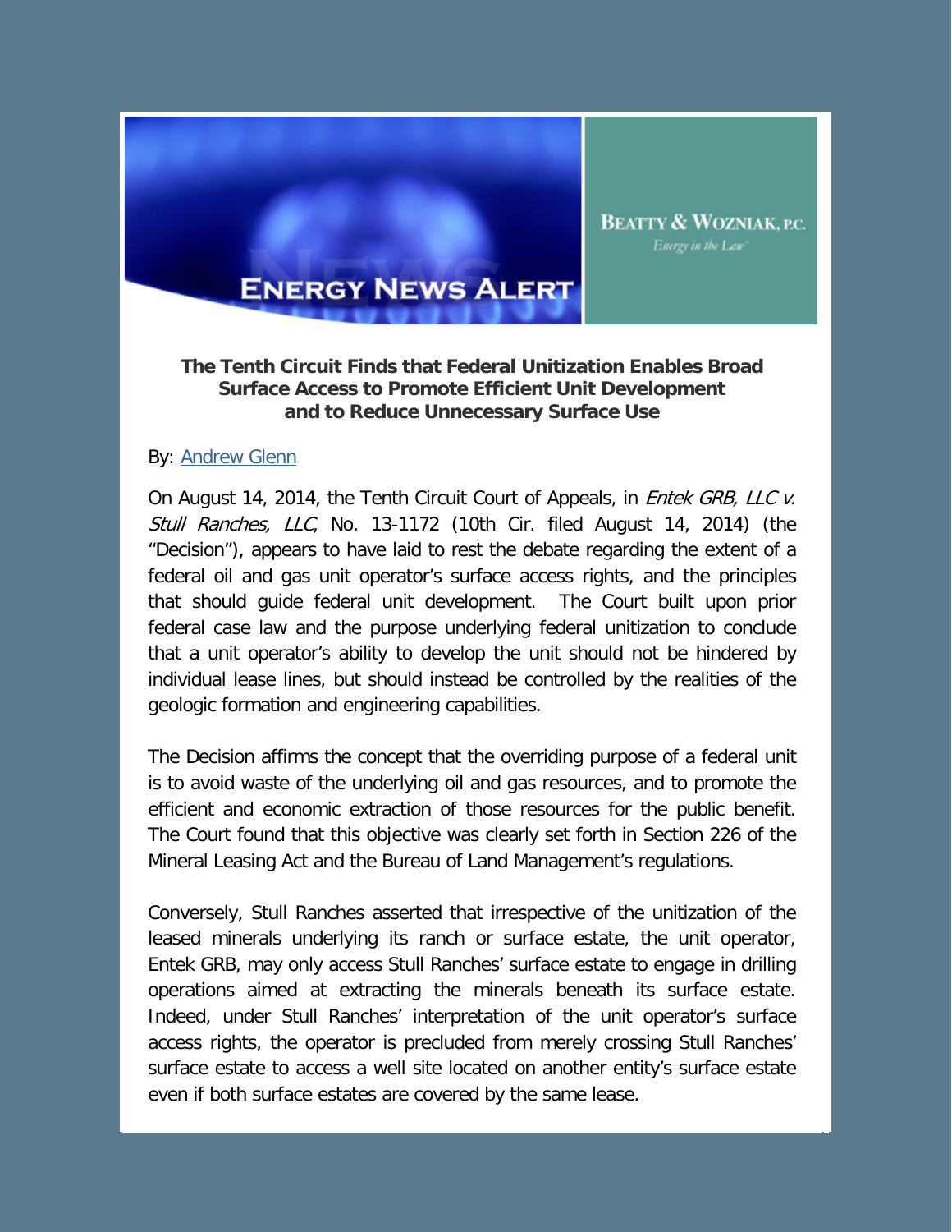# ENERGY NEWS ALERT

BEATTY & WOZNIAK, P.C.

*Energy in the Law*

**The Tenth Circuit Finds that Federal Unitization Enables Broad Surface Access to Promote Efficient Unit Development and to Reduce Unnecessary Surface Use**

By: [Andrew Glenn]

On August 14, 2014, the Tenth Circuit Court of Appeals, in *Entek GRB, LLC v. Stull Ranches, LLC*, No. 13-1172 (10th Cir. filed August 14, 2014) (the "Decision"), appears to have laid to rest the debate regarding the extent of a federal oil and gas unit operator's surface access rights, and the principles that should guide federal unit development. The Court built upon prior federal case law and the purpose underlying federal unitization to conclude that a unit operator's ability to develop the unit should not be hindered by individual lease lines, but should instead be controlled by the realities of the geologic formation and engineering capabilities.

The Decision affirms the concept that the overriding purpose of a federal unit is to avoid waste of the underlying oil and gas resources, and to promote the efficient and economic extraction of those resources for the public benefit. The Court found that this objective was clearly set forth in Section 226 of the Mineral Leasing Act and the Bureau of Land Management's regulations.

Conversely, Stull Ranches asserted that irrespective of the unitization of the leased minerals underlying its ranch or surface estate, the unit operator, Entek GRB, may only access Stull Ranches' surface estate to engage in drilling operations aimed at extracting the minerals beneath its surface estate. Indeed, under Stull Ranches' interpretation of the unit operator's surface access rights, the operator is precluded from merely crossing Stull Ranches' surface estate to access a well site located on another entity's surface estate even if both surface estates are covered by the same lease.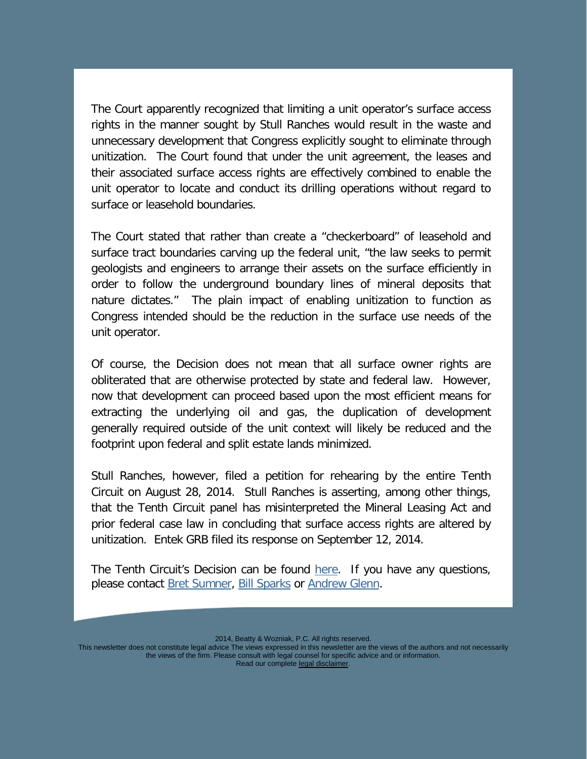The Court apparently recognized that limiting a unit operator's surface access rights in the manner sought by Stull Ranches would result in the waste and unnecessary development that Congress explicitly sought to eliminate through unitization. The Court found that under the unit agreement, the leases and their associated surface access rights are effectively combined to enable the unit operator to locate and conduct its drilling operations without regard to surface or leasehold boundaries.

The Court stated that rather than create a "checkerboard" of leasehold and surface tract boundaries carving up the federal unit, "the law seeks to permit geologists and engineers to arrange their assets on the surface efficiently in order to follow the underground boundary lines of mineral deposits that nature dictates." The plain impact of enabling unitization to function as Congress intended should be the reduction in the surface use needs of the unit operator.

Of course, the Decision does not mean that all surface owner rights are obliterated that are otherwise protected by state and federal law. However, now that development can proceed based upon the most efficient means for extracting the underlying oil and gas, the duplication of development generally required outside of the unit context will likely be reduced and the footprint upon federal and split estate lands minimized.

Stull Ranches, however, filed a petition for rehearing by the entire Tenth Circuit on August 28, 2014. Stull Ranches is asserting, among other things, that the Tenth Circuit panel has misinterpreted the Mineral Leasing Act and prior federal case law in concluding that surface access rights are altered by unitization. Entek GRB filed its response on September 12, 2014.

The Tenth Circuit's Decision can be found here. If you have any questions, please contact Bret Sumner, Bill Sparks or Andrew Glenn.

2014, Beatty & Wozniak, P.C. All rights reserved.
This newsletter does not constitute legal advice The views expressed in this newsletter are the views of the authors and not necessarily the views of the firm. Please consult with legal counsel for specific advice and or information.
Read our complete legal disclaimer.